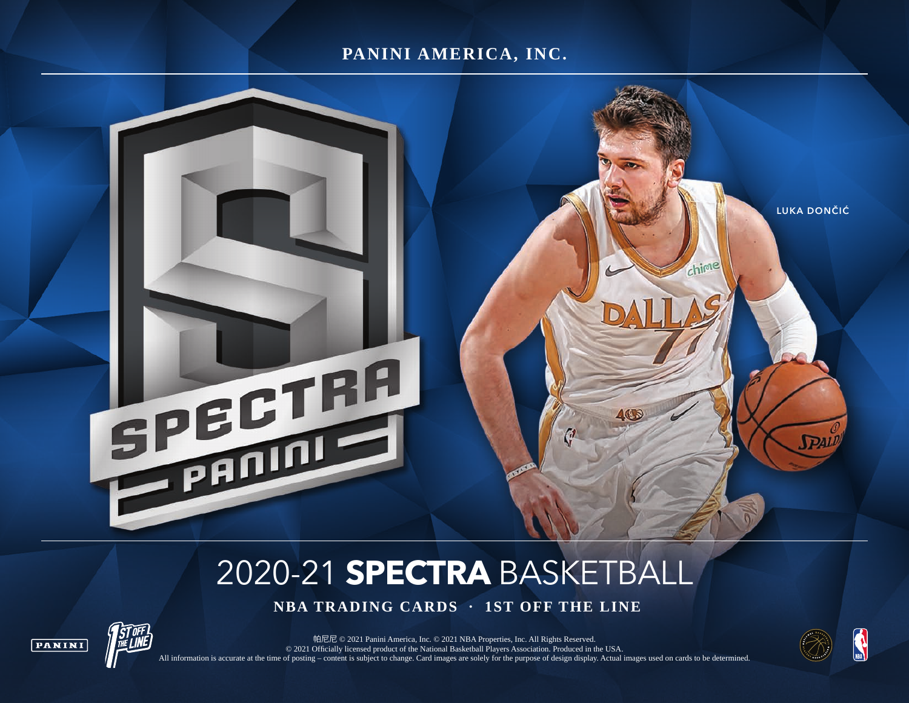PANINI AMERICA, INC.

LUKA DONČIĆ

# 2020-21 **SPECTRA** BASKETBALL

**NBA TRADING CARDS · 1ST OFF THE LINE**

帕尼尼 © 2021 Panini America, Inc. © 2021 NBA Properties, Inc. All Rights Reserved.
© 2021 Officially licensed product of the National Basketball Players Association. Produced in the USA.
All information is accurate at the time of posting – content is subject to change. Card images are solely for the purpose of design display. Actual images used on cards to be determined.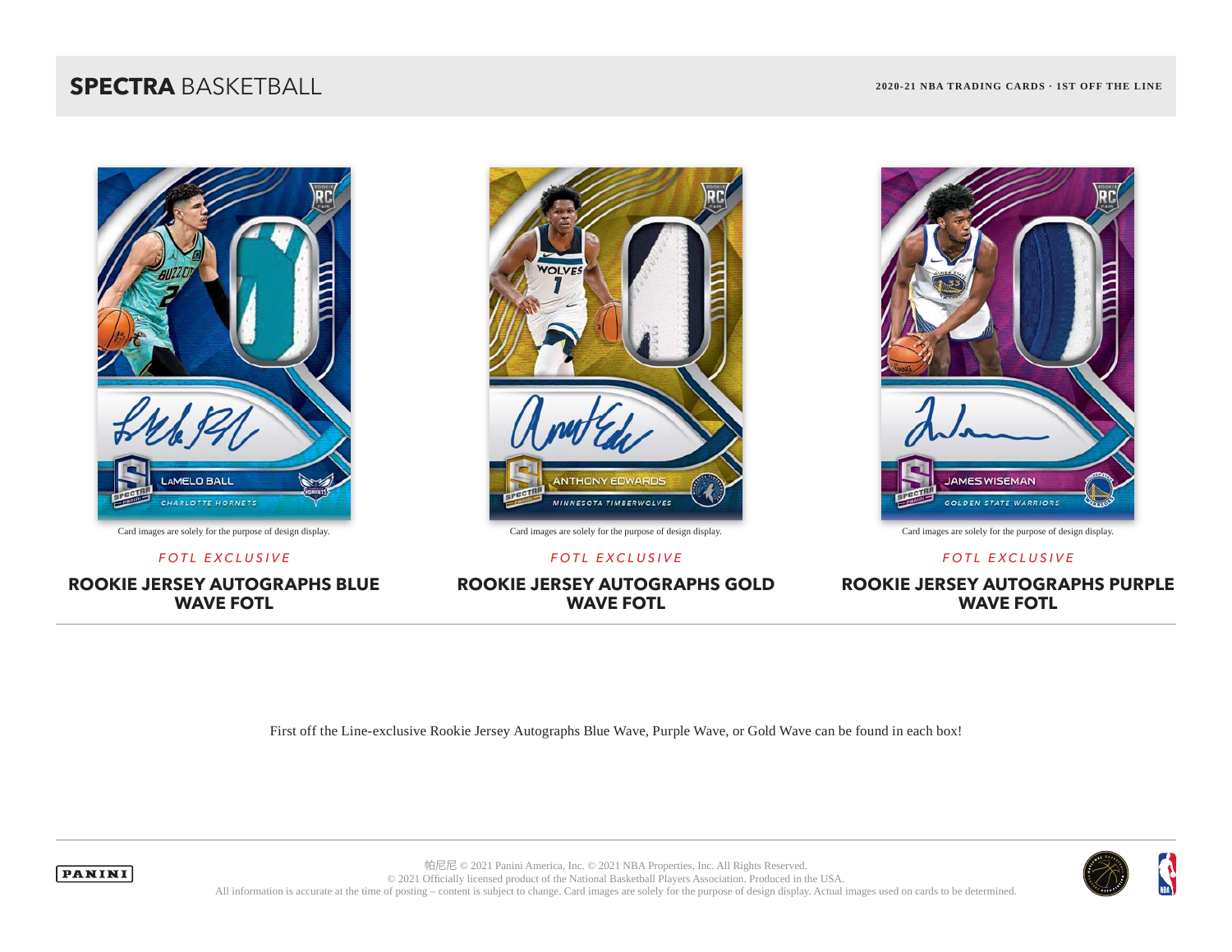Card images are solely for the purpose of design display.

*FOTL EXCLUSIVE*

**ROOKIE JERSEY AUTOGRAPHS BLUE WAVE FOTL**

Card images are solely for the purpose of design display.

*FOTL EXCLUSIVE*

**ROOKIE JERSEY AUTOGRAPHS GOLD WAVE FOTL**

Card images are solely for the purpose of design display.

*FOTL EXCLUSIVE*

**ROOKIE JERSEY AUTOGRAPHS PURPLE WAVE FOTL**

First off the Line-exclusive Rookie Jersey Autographs Blue Wave, Purple Wave, or Gold Wave can be found in each box!

帕尼尼 © 2021 Panini America, Inc. © 2021 NBA Properties, Inc. All Rights Reserved.
© 2021 Officially licensed product of the National Basketball Players Association. Produced in the USA.
All information is accurate at the time of posting – content is subject to change. Card images are solely for the purpose of design display. Actual images used on cards to be determined.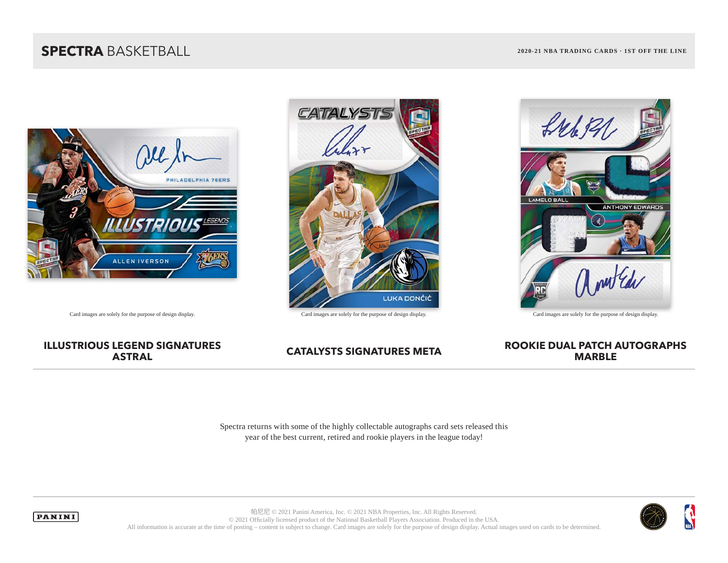Card images are solely for the purpose of design display.

Card images are solely for the purpose of design display.

Card images are solely for the purpose of design display.

## ILLUSTRIOUS LEGEND SIGNATURES ASTRAL

## CATALYSTS SIGNATURES META

## ROOKIE DUAL PATCH AUTOGRAPHS MARBLE

Spectra returns with some of the highly collectable autographs card sets released this year of the best current, retired and rookie players in the league today!

帕尼尼 © 2021 Panini America, Inc. © 2021 NBA Properties, Inc. All Rights Reserved.
© 2021 Officially licensed product of the National Basketball Players Association. Produced in the USA.
All information is accurate at the time of posting – content is subject to change. Card images are solely for the purpose of design display. Actual images used on cards to be determined.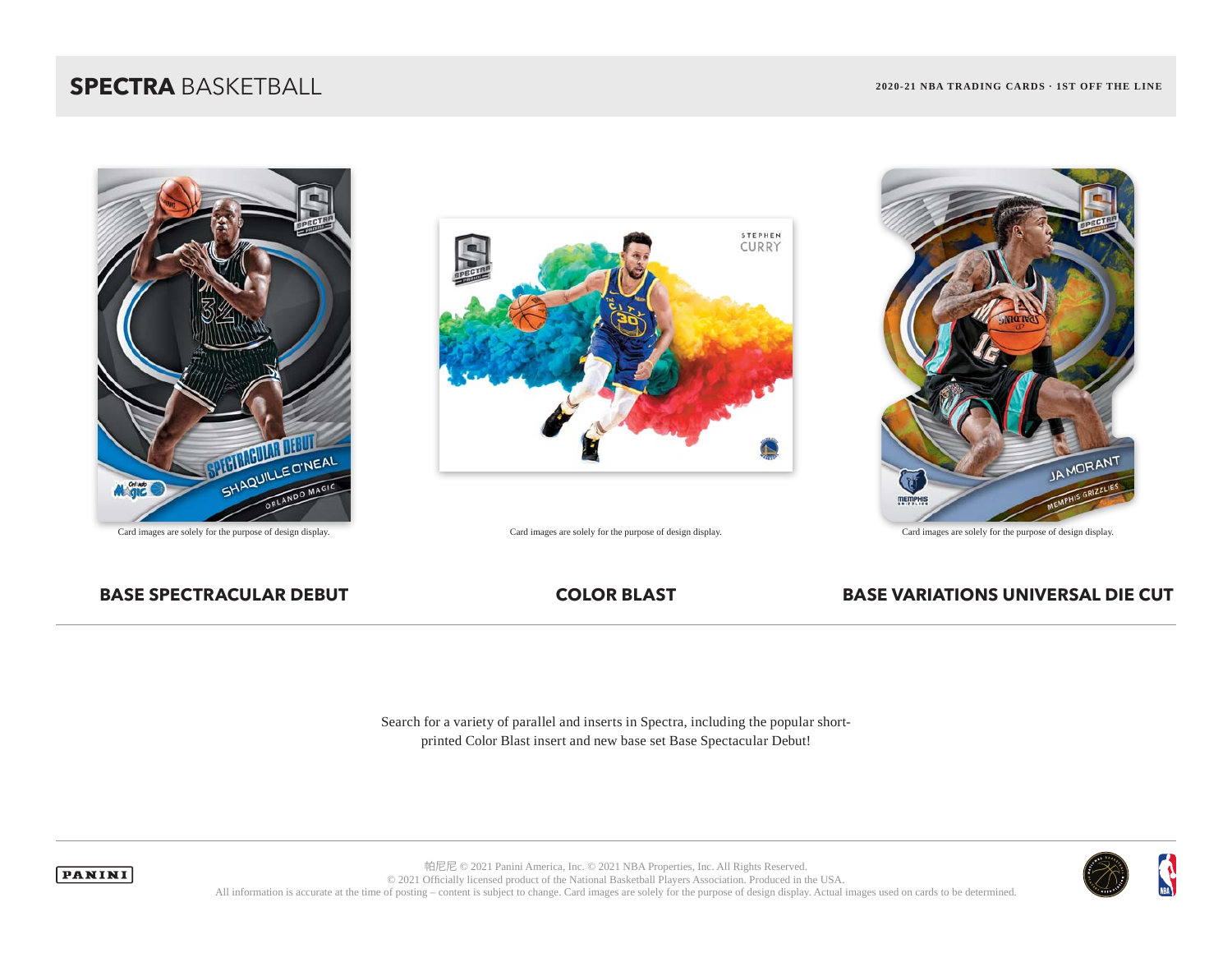# **SPECTRA** BASKETBALL

**2020-21 NBA TRADING CARDS · 1ST OFF THE LINE**

Card images are solely for the purpose of design display.

Card images are solely for the purpose of design display.

Card images are solely for the purpose of design display.

**BASE SPECTRACULAR DEBUT**

**COLOR BLAST**

**BASE VARIATIONS UNIVERSAL DIE CUT**

Search for a variety of parallel and inserts in Spectra, including the popular short-printed Color Blast insert and new base set Base Spectacular Debut!

帕尼尼 © 2021 Panini America, Inc. © 2021 NBA Properties, Inc. All Rights Reserved.
© 2021 Officially licensed product of the National Basketball Players Association. Produced in the USA.
All information is accurate at the time of posting – content is subject to change. Card images are solely for the purpose of design display. Actual images used on cards to be determined.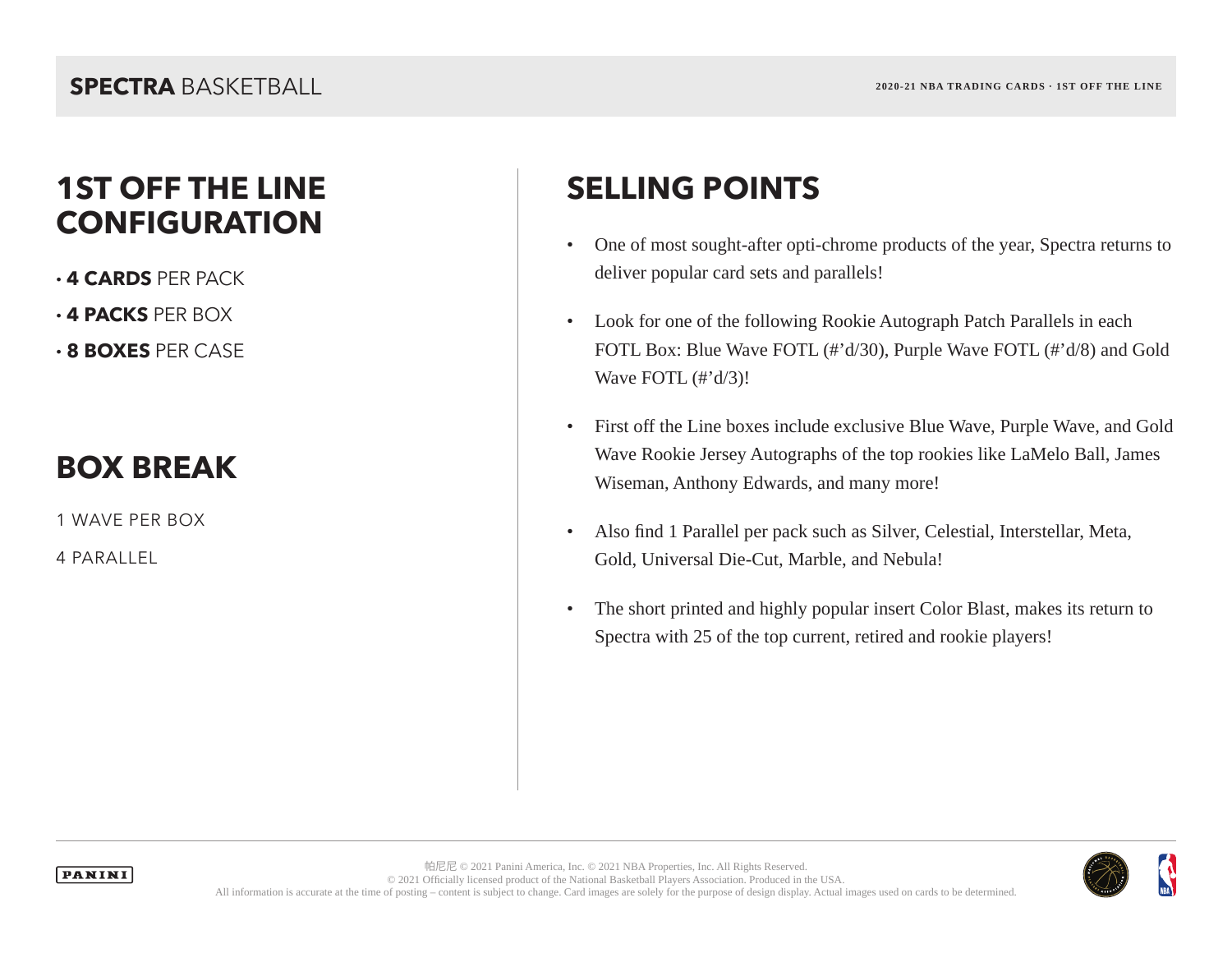## 1ST OFF THE LINE CONFIGURATION

- **4 CARDS** PER PACK
- **4 PACKS** PER BOX
- **8 BOXES** PER CASE

## BOX BREAK

1 WAVE PER BOX

4 PARALLEL

## SELLING POINTS

- One of most sought-after opti-chrome products of the year, Spectra returns to deliver popular card sets and parallels!
- Look for one of the following Rookie Autograph Patch Parallels in each FOTL Box: Blue Wave FOTL (#'d/30), Purple Wave FOTL (#'d/8) and Gold Wave FOTL (#'d/3)!
- First off the Line boxes include exclusive Blue Wave, Purple Wave, and Gold Wave Rookie Jersey Autographs of the top rookies like LaMelo Ball, James Wiseman, Anthony Edwards, and many more!
- Also find 1 Parallel per pack such as Silver, Celestial, Interstellar, Meta, Gold, Universal Die-Cut, Marble, and Nebula!
- The short printed and highly popular insert Color Blast, makes its return to Spectra with 25 of the top current, retired and rookie players!

帕尼尼 © 2021 Panini America, Inc. © 2021 NBA Properties, Inc. All Rights Reserved.
© 2021 Officially licensed product of the National Basketball Players Association. Produced in the USA.
All information is accurate at the time of posting – content is subject to change. Card images are solely for the purpose of design display. Actual images used on cards to be determined.